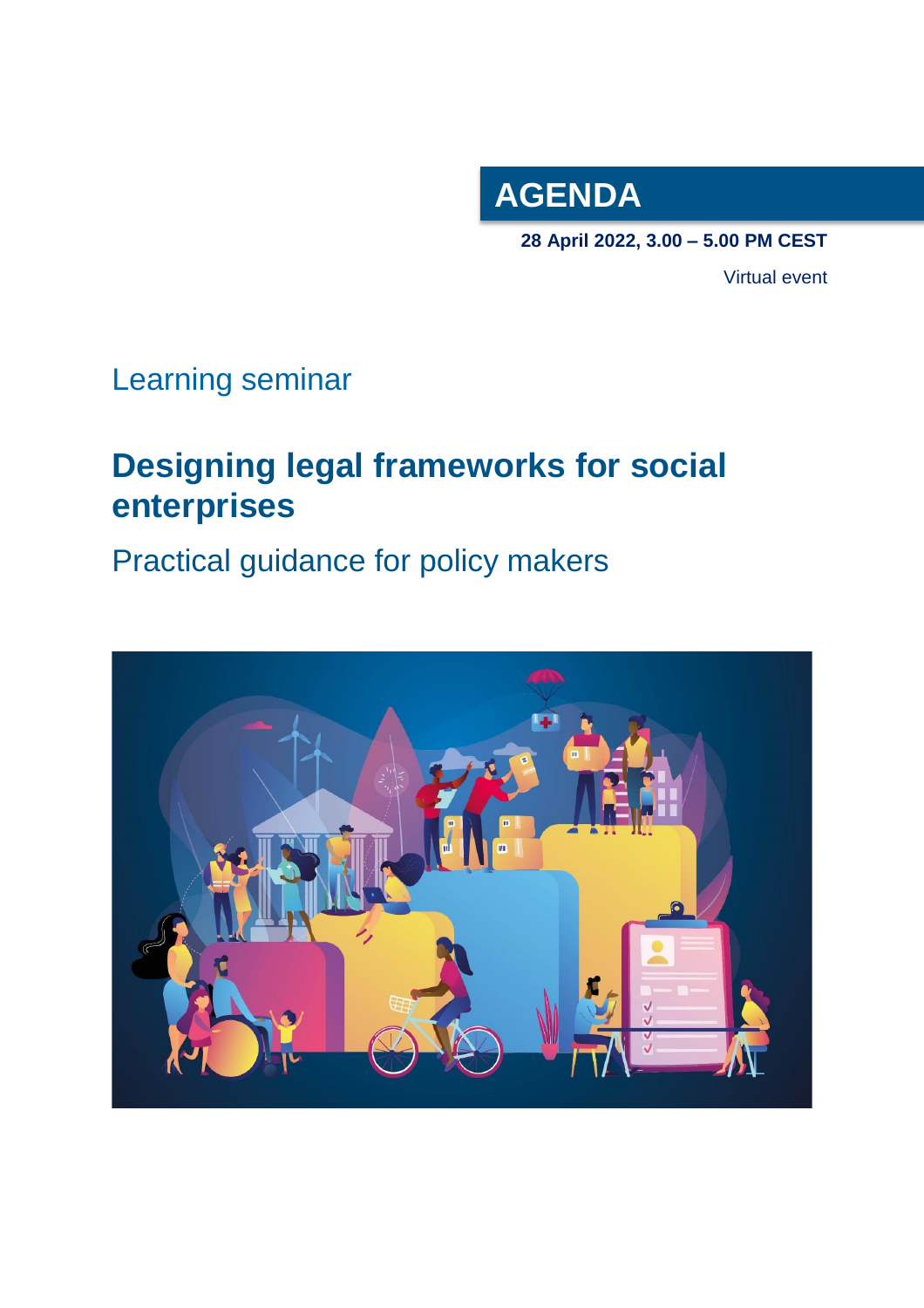# AGENDA

**28 April 2022, 3.00 – 5.00 PM CEST**

Virtual event

Learning seminar

## Designing legal frameworks for social enterprises

Practical guidance for policy makers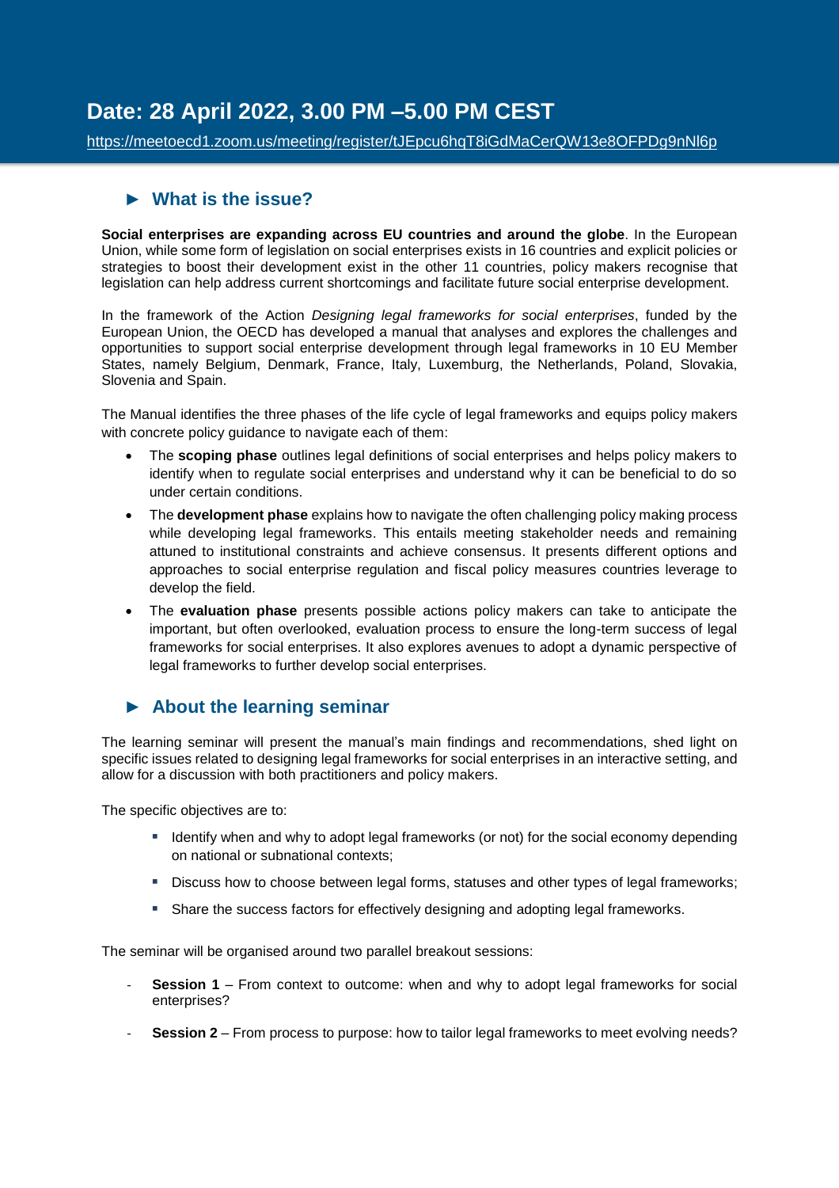## Date: 28 April 2022, 3.00 PM –5.00 PM CEST

https://meetoecd1.zoom.us/meeting/register/tJEpcu6hqT8iGdMaCerQW13e8OFPDg9nNl6p

### ► What is the issue?

**Social enterprises are expanding across EU countries and around the globe**. In the European Union, while some form of legislation on social enterprises exists in 16 countries and explicit policies or strategies to boost their development exist in the other 11 countries, policy makers recognise that legislation can help address current shortcomings and facilitate future social enterprise development.

In the framework of the Action *Designing legal frameworks for social enterprises*, funded by the European Union, the OECD has developed a manual that analyses and explores the challenges and opportunities to support social enterprise development through legal frameworks in 10 EU Member States, namely Belgium, Denmark, France, Italy, Luxemburg, the Netherlands, Poland, Slovakia, Slovenia and Spain.

The Manual identifies the three phases of the life cycle of legal frameworks and equips policy makers with concrete policy guidance to navigate each of them:

- The **scoping phase** outlines legal definitions of social enterprises and helps policy makers to identify when to regulate social enterprises and understand why it can be beneficial to do so under certain conditions.
- The **development phase** explains how to navigate the often challenging policy making process while developing legal frameworks. This entails meeting stakeholder needs and remaining attuned to institutional constraints and achieve consensus. It presents different options and approaches to social enterprise regulation and fiscal policy measures countries leverage to develop the field.
- The **evaluation phase** presents possible actions policy makers can take to anticipate the important, but often overlooked, evaluation process to ensure the long-term success of legal frameworks for social enterprises. It also explores avenues to adopt a dynamic perspective of legal frameworks to further develop social enterprises.

### ► About the learning seminar

The learning seminar will present the manual's main findings and recommendations, shed light on specific issues related to designing legal frameworks for social enterprises in an interactive setting, and allow for a discussion with both practitioners and policy makers.

The specific objectives are to:

- Identify when and why to adopt legal frameworks (or not) for the social economy depending on national or subnational contexts;
- Discuss how to choose between legal forms, statuses and other types of legal frameworks;
- Share the success factors for effectively designing and adopting legal frameworks.

The seminar will be organised around two parallel breakout sessions:

- **Session 1** – From context to outcome: when and why to adopt legal frameworks for social enterprises?
- **Session 2** – From process to purpose: how to tailor legal frameworks to meet evolving needs?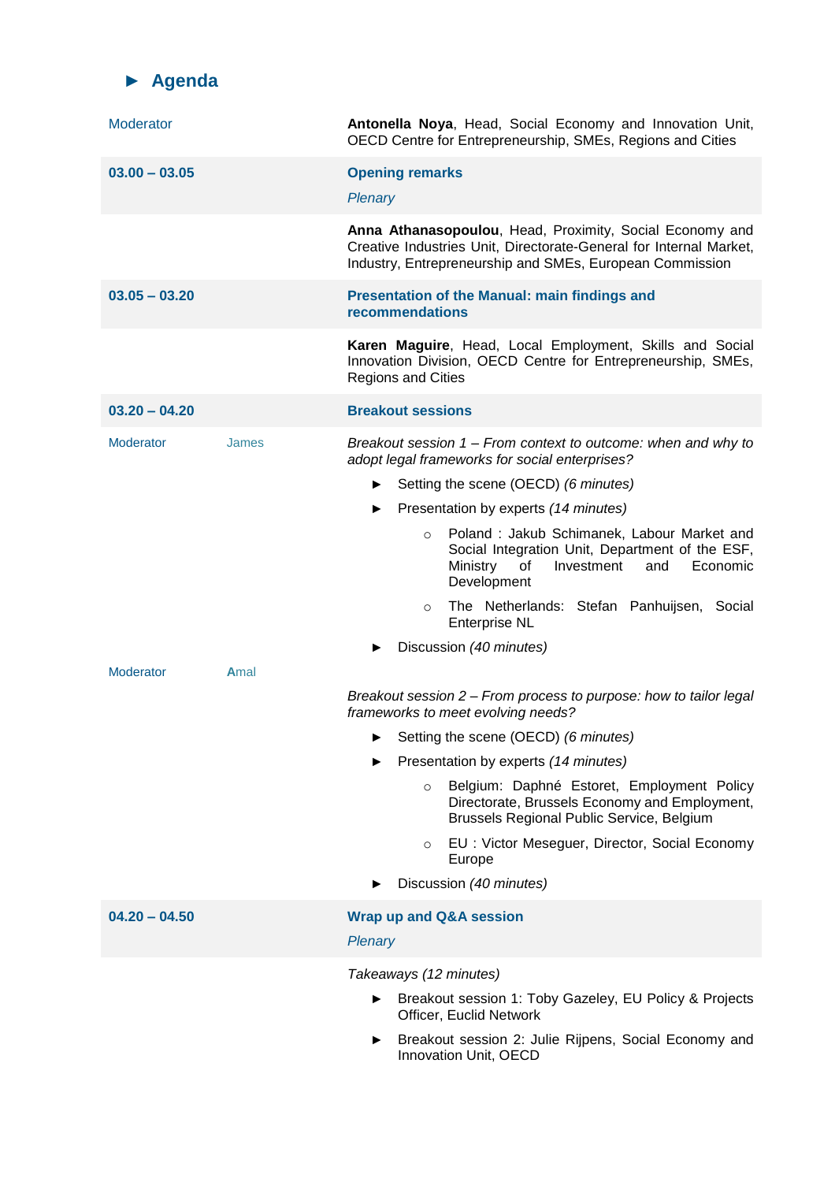## ► Agenda

| | | |
|---|---|---|
| Moderator | | **Antonella Noya**, Head, Social Economy and Innovation Unit, OECD Centre for Entrepreneurship, SMEs, Regions and Cities |
| **03.00 – 03.05** | | **Opening remarks**<br>*Plenary* |
| | | **Anna Athanasopoulou**, Head, Proximity, Social Economy and Creative Industries Unit, Directorate-General for Internal Market, Industry, Entrepreneurship and SMEs, European Commission |
| **03.05 – 03.20** | | **Presentation of the Manual: main findings and recommendations** |
| | | **Karen Maguire**, Head, Local Employment, Skills and Social Innovation Division, OECD Centre for Entrepreneurship, SMEs, Regions and Cities |
| **03.20 – 04.20** | | **Breakout sessions** |
| Moderator | James | *Breakout session 1 – From context to outcome: when and why to adopt legal frameworks for social enterprises?*<br>► Setting the scene (OECD) *(6 minutes)*<br>► Presentation by experts *(14 minutes)*<br>○ Poland : Jakub Schimanek, Labour Market and Social Integration Unit, Department of the ESF, Ministry of Investment and Economic Development<br>○ The Netherlands: Stefan Panhuijsen, Social Enterprise NL<br>► Discussion *(40 minutes)* |
| Moderator | Amal | *Breakout session 2 – From process to purpose: how to tailor legal frameworks to meet evolving needs?*<br>► Setting the scene (OECD) *(6 minutes)*<br>► Presentation by experts *(14 minutes)*<br>○ Belgium: Daphné Estoret, Employment Policy Directorate, Brussels Economy and Employment, Brussels Regional Public Service, Belgium<br>○ EU : Victor Meseguer, Director, Social Economy Europe<br>► Discussion *(40 minutes)* |
| **04.20 – 04.50** | | **Wrap up and Q&A session**<br>*Plenary* |
| | | *Takeaways (12 minutes)*<br>► Breakout session 1: Toby Gazeley, EU Policy & Projects Officer, Euclid Network<br>► Breakout session 2: Julie Rijpens, Social Economy and Innovation Unit, OECD |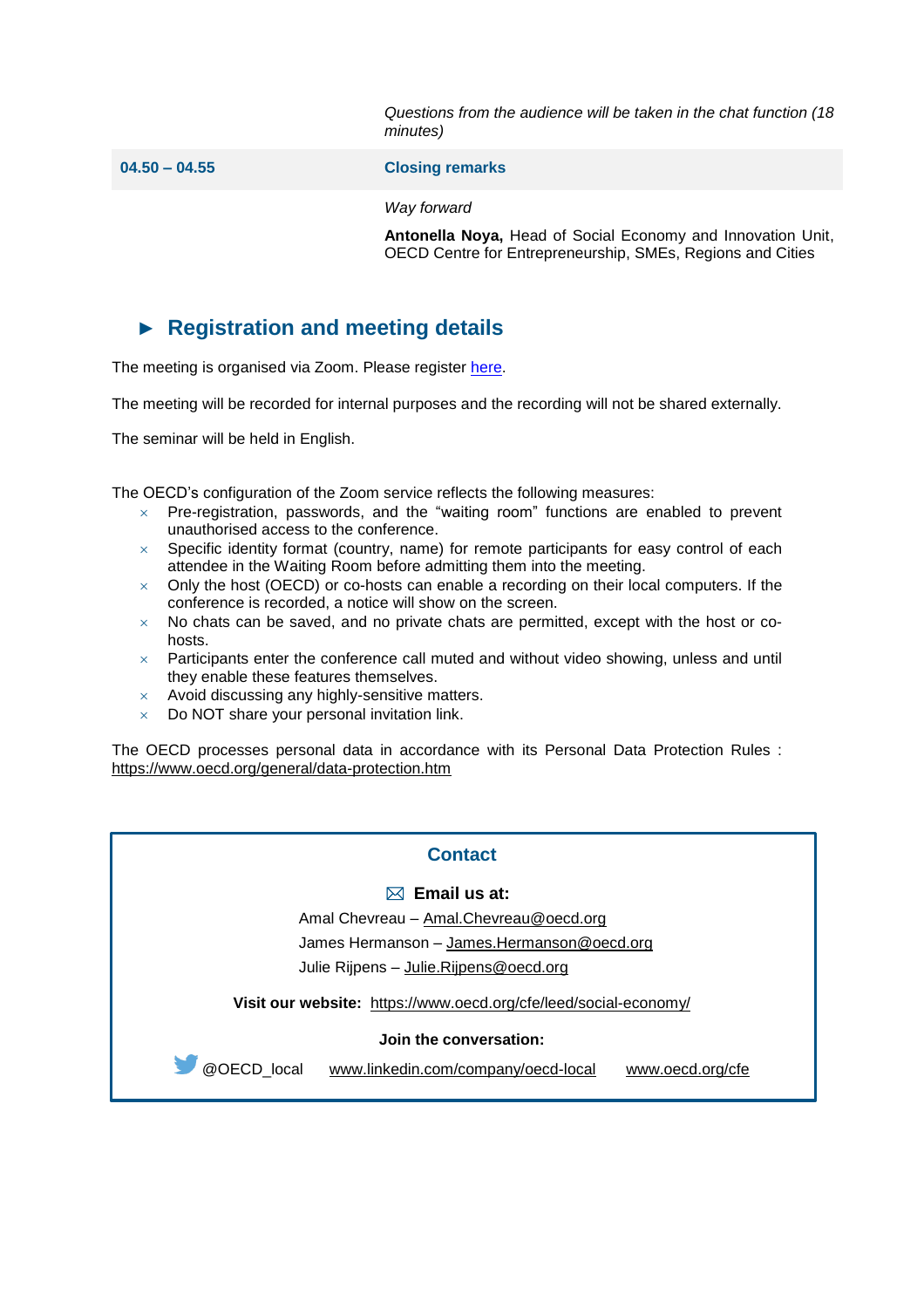| | |
|---|---|
| | *Questions from the audience will be taken in the chat function (18 minutes)* |
| **04.50 – 04.55** | **Closing remarks** |
| | *Way forward*<br><br>**Antonella Noya,** Head of Social Economy and Innovation Unit, OECD Centre for Entrepreneurship, SMEs, Regions and Cities |

## ► Registration and meeting details

The meeting is organised via Zoom. Please register [here](here).

The meeting will be recorded for internal purposes and the recording will not be shared externally.

The seminar will be held in English.

The OECD's configuration of the Zoom service reflects the following measures:

- Pre-registration, passwords, and the "waiting room" functions are enabled to prevent unauthorised access to the conference.
- Specific identity format (country, name) for remote participants for easy control of each attendee in the Waiting Room before admitting them into the meeting.
- Only the host (OECD) or co-hosts can enable a recording on their local computers. If the conference is recorded, a notice will show on the screen.
- No chats can be saved, and no private chats are permitted, except with the host or co-hosts.
- Participants enter the conference call muted and without video showing, unless and until they enable these features themselves.
- Avoid discussing any highly-sensitive matters.
- Do NOT share your personal invitation link.

The OECD processes personal data in accordance with its Personal Data Protection Rules : https://www.oecd.org/general/data-protection.htm

### Contact

**Email us at:**

Amal Chevreau – Amal.Chevreau@oecd.org

James Hermanson – James.Hermanson@oecd.org

Julie Rijpens – Julie.Rijpens@oecd.org

**Visit our website:** https://www.oecd.org/cfe/leed/social-economy/

**Join the conversation:**

@OECD_local www.linkedin.com/company/oecd-local www.oecd.org/cfe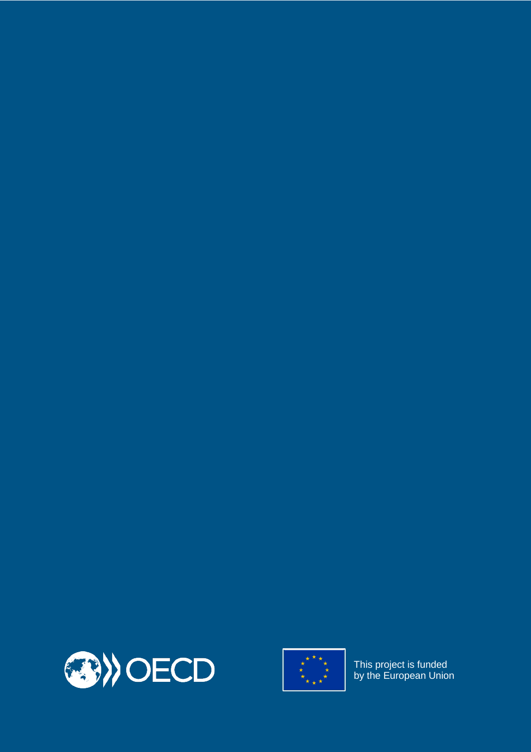This project is funded by the European Union